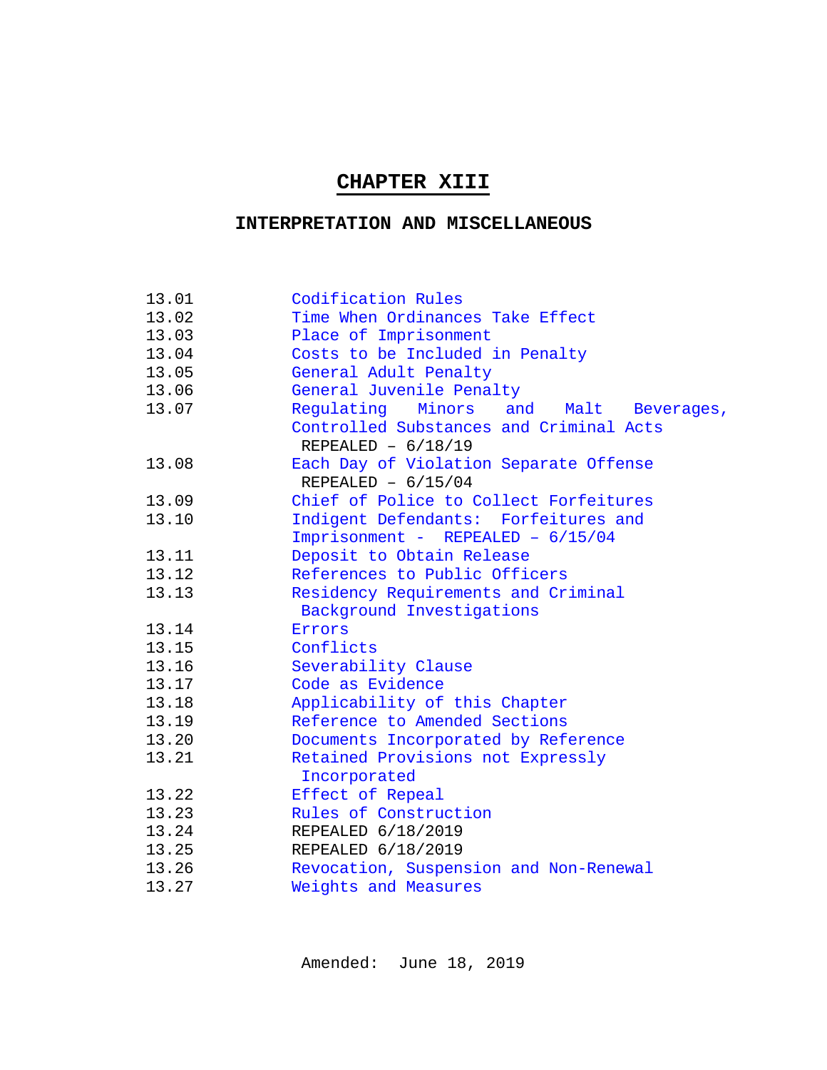# CHAPTER XIII

## INTERPRETATION AND MISCELLANEOUS

| | |
|---|---|
| 13.01 | Codification Rules |
| 13.02 | Time When Ordinances Take Effect |
| 13.03 | Place of Imprisonment |
| 13.04 | Costs to be Included in Penalty |
| 13.05 | General Adult Penalty |
| 13.06 | General Juvenile Penalty |
| 13.07 | Regulating Minors and Malt Beverages, Controlled Substances and Criminal Acts REPEALED – 6/18/19 |
| 13.08 | Each Day of Violation Separate Offense REPEALED – 6/15/04 |
| 13.09 | Chief of Police to Collect Forfeitures |
| 13.10 | Indigent Defendants: Forfeitures and Imprisonment - REPEALED – 6/15/04 |
| 13.11 | Deposit to Obtain Release |
| 13.12 | References to Public Officers |
| 13.13 | Residency Requirements and Criminal Background Investigations |
| 13.14 | Errors |
| 13.15 | Conflicts |
| 13.16 | Severability Clause |
| 13.17 | Code as Evidence |
| 13.18 | Applicability of this Chapter |
| 13.19 | Reference to Amended Sections |
| 13.20 | Documents Incorporated by Reference |
| 13.21 | Retained Provisions not Expressly Incorporated |
| 13.22 | Effect of Repeal |
| 13.23 | Rules of Construction |
| 13.24 | REPEALED 6/18/2019 |
| 13.25 | REPEALED 6/18/2019 |
| 13.26 | Revocation, Suspension and Non-Renewal |
| 13.27 | Weights and Measures |

Amended: June 18, 2019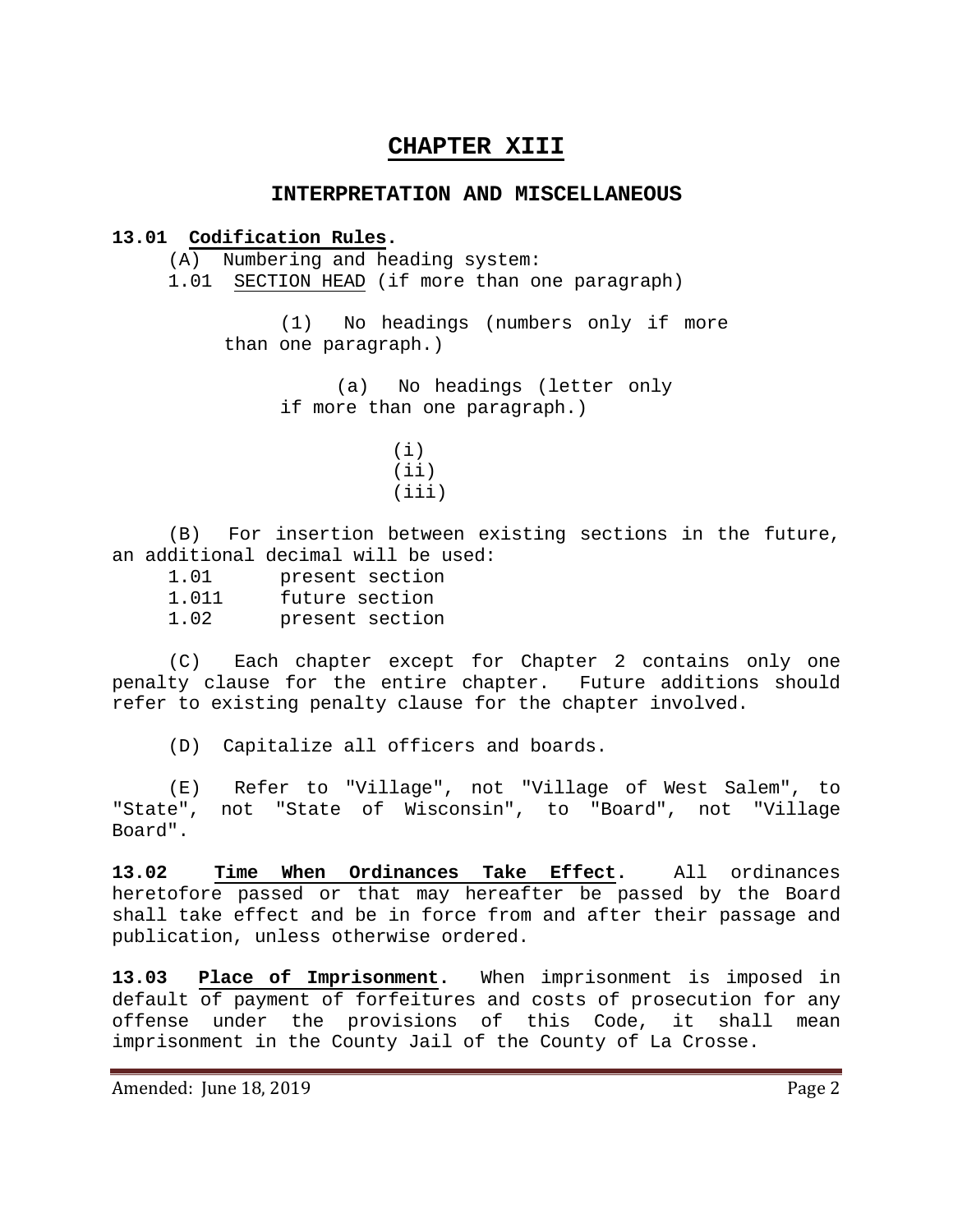# CHAPTER XIII

## INTERPRETATION AND MISCELLANEOUS

**13.01 Codification Rules.**

(A) Numbering and heading system:

1.01 SECTION HEAD (if more than one paragraph)

(1) No headings (numbers only if more than one paragraph.)

(a) No headings (letter only if more than one paragraph.)

(i)
(ii)
(iii)

(B) For insertion between existing sections in the future, an additional decimal will be used:

1.01 present section
1.011 future section
1.02 present section

(C) Each chapter except for Chapter 2 contains only one penalty clause for the entire chapter. Future additions should refer to existing penalty clause for the chapter involved.

(D) Capitalize all officers and boards.

(E) Refer to "Village", not "Village of West Salem", to "State", not "State of Wisconsin", to "Board", not "Village Board".

**13.02 Time When Ordinances Take Effect.** All ordinances heretofore passed or that may hereafter be passed by the Board shall take effect and be in force from and after their passage and publication, unless otherwise ordered.

**13.03 Place of Imprisonment.** When imprisonment is imposed in default of payment of forfeitures and costs of prosecution for any offense under the provisions of this Code, it shall mean imprisonment in the County Jail of the County of La Crosse.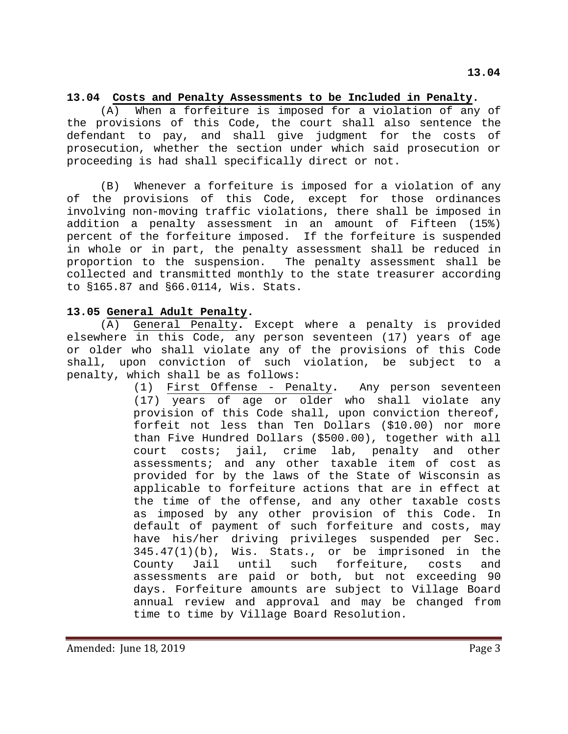## 13.04 Costs and Penalty Assessments to be Included in Penalty.

(A) When a forfeiture is imposed for a violation of any of the provisions of this Code, the court shall also sentence the defendant to pay, and shall give judgment for the costs of prosecution, whether the section under which said prosecution or proceeding is had shall specifically direct or not.

(B) Whenever a forfeiture is imposed for a violation of any of the provisions of this Code, except for those ordinances involving non-moving traffic violations, there shall be imposed in addition a penalty assessment in an amount of Fifteen (15%) percent of the forfeiture imposed. If the forfeiture is suspended in whole or in part, the penalty assessment shall be reduced in proportion to the suspension. The penalty assessment shall be collected and transmitted monthly to the state treasurer according to §165.87 and §66.0114, Wis. Stats.

## 13.05 General Adult Penalty.

(A) General Penalty. Except where a penalty is provided elsewhere in this Code, any person seventeen (17) years of age or older who shall violate any of the provisions of this Code shall, upon conviction of such violation, be subject to a penalty, which shall be as follows:

(1) First Offense - Penalty. Any person seventeen (17) years of age or older who shall violate any provision of this Code shall, upon conviction thereof, forfeit not less than Ten Dollars ($10.00) nor more than Five Hundred Dollars ($500.00), together with all court costs; jail, crime lab, penalty and other assessments; and any other taxable item of cost as provided for by the laws of the State of Wisconsin as applicable to forfeiture actions that are in effect at the time of the offense, and any other taxable costs as imposed by any other provision of this Code. In default of payment of such forfeiture and costs, may have his/her driving privileges suspended per Sec. 345.47(1)(b), Wis. Stats., or be imprisoned in the County Jail until such forfeiture, costs and assessments are paid or both, but not exceeding 90 days. Forfeiture amounts are subject to Village Board annual review and approval and may be changed from time to time by Village Board Resolution.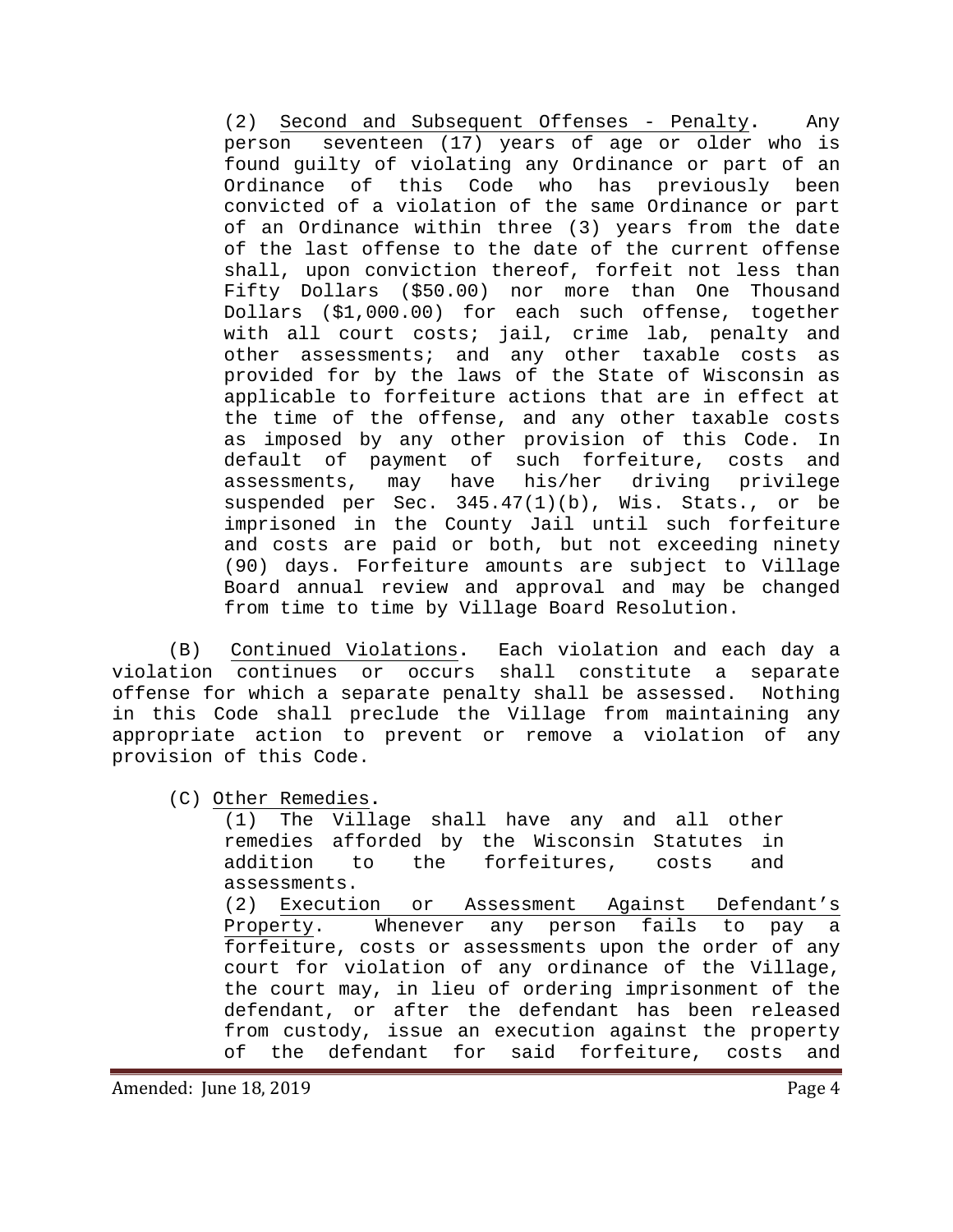(2) Second and Subsequent Offenses - Penalty. Any person seventeen (17) years of age or older who is found guilty of violating any Ordinance or part of an Ordinance of this Code who has previously been convicted of a violation of the same Ordinance or part of an Ordinance within three (3) years from the date of the last offense to the date of the current offense shall, upon conviction thereof, forfeit not less than Fifty Dollars ($50.00) nor more than One Thousand Dollars ($1,000.00) for each such offense, together with all court costs; jail, crime lab, penalty and other assessments; and any other taxable costs as provided for by the laws of the State of Wisconsin as applicable to forfeiture actions that are in effect at the time of the offense, and any other taxable costs as imposed by any other provision of this Code. In default of payment of such forfeiture, costs and assessments, may have his/her driving privilege suspended per Sec. 345.47(1)(b), Wis. Stats., or be imprisoned in the County Jail until such forfeiture and costs are paid or both, but not exceeding ninety (90) days. Forfeiture amounts are subject to Village Board annual review and approval and may be changed from time to time by Village Board Resolution.

(B) Continued Violations. Each violation and each day a violation continues or occurs shall constitute a separate offense for which a separate penalty shall be assessed. Nothing in this Code shall preclude the Village from maintaining any appropriate action to prevent or remove a violation of any provision of this Code.

(C) Other Remedies.

(1) The Village shall have any and all other remedies afforded by the Wisconsin Statutes in addition to the forfeitures, costs and assessments.

(2) Execution or Assessment Against Defendant's Property. Whenever any person fails to pay a forfeiture, costs or assessments upon the order of any court for violation of any ordinance of the Village, the court may, in lieu of ordering imprisonment of the defendant, or after the defendant has been released from custody, issue an execution against the property of the defendant for said forfeiture, costs and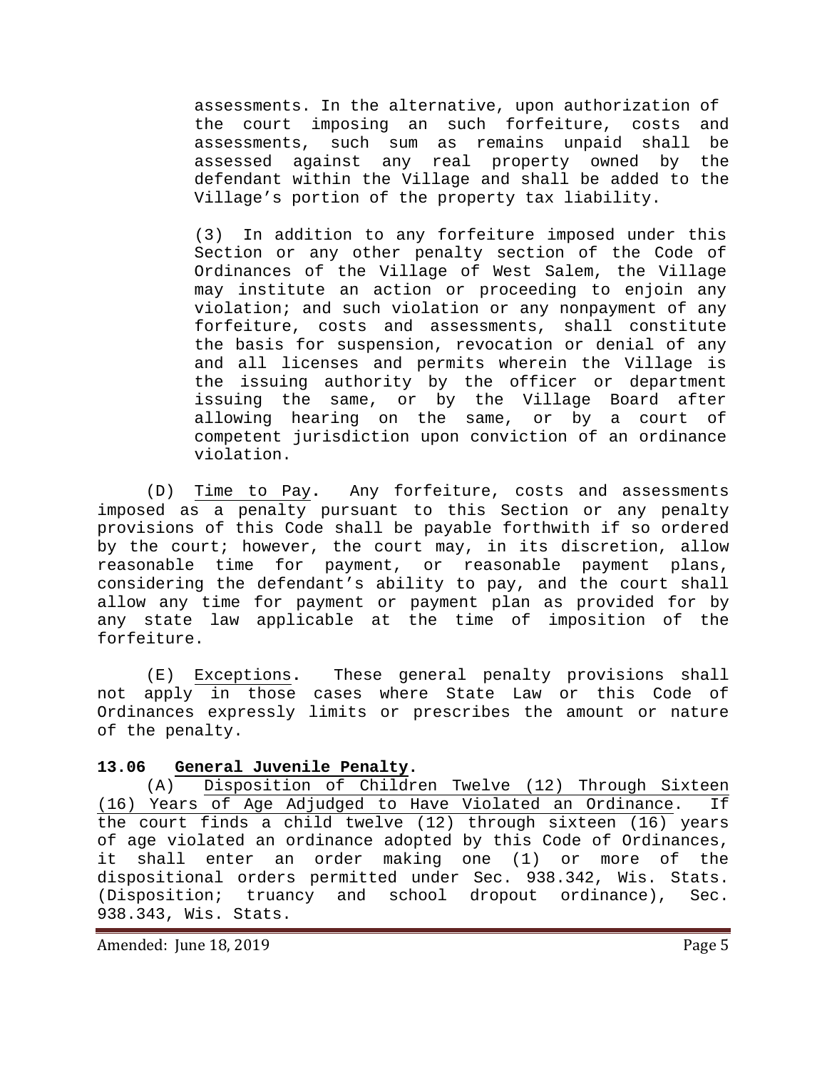assessments. In the alternative, upon authorization of the court imposing an such forfeiture, costs and assessments, such sum as remains unpaid shall be assessed against any real property owned by the defendant within the Village and shall be added to the Village's portion of the property tax liability.

(3) In addition to any forfeiture imposed under this Section or any other penalty section of the Code of Ordinances of the Village of West Salem, the Village may institute an action or proceeding to enjoin any violation; and such violation or any nonpayment of any forfeiture, costs and assessments, shall constitute the basis for suspension, revocation or denial of any and all licenses and permits wherein the Village is the issuing authority by the officer or department issuing the same, or by the Village Board after allowing hearing on the same, or by a court of competent jurisdiction upon conviction of an ordinance violation.

(D) Time to Pay. Any forfeiture, costs and assessments imposed as a penalty pursuant to this Section or any penalty provisions of this Code shall be payable forthwith if so ordered by the court; however, the court may, in its discretion, allow reasonable time for payment, or reasonable payment plans, considering the defendant's ability to pay, and the court shall allow any time for payment or payment plan as provided for by any state law applicable at the time of imposition of the forfeiture.

(E) Exceptions. These general penalty provisions shall not apply in those cases where State Law or this Code of Ordinances expressly limits or prescribes the amount or nature of the penalty.

**13.06 General Juvenile Penalty.**

(A) Disposition of Children Twelve (12) Through Sixteen (16) Years of Age Adjudged to Have Violated an Ordinance. If the court finds a child twelve (12) through sixteen (16) years of age violated an ordinance adopted by this Code of Ordinances, it shall enter an order making one (1) or more of the dispositional orders permitted under Sec. 938.342, Wis. Stats. (Disposition; truancy and school dropout ordinance), Sec. 938.343, Wis. Stats.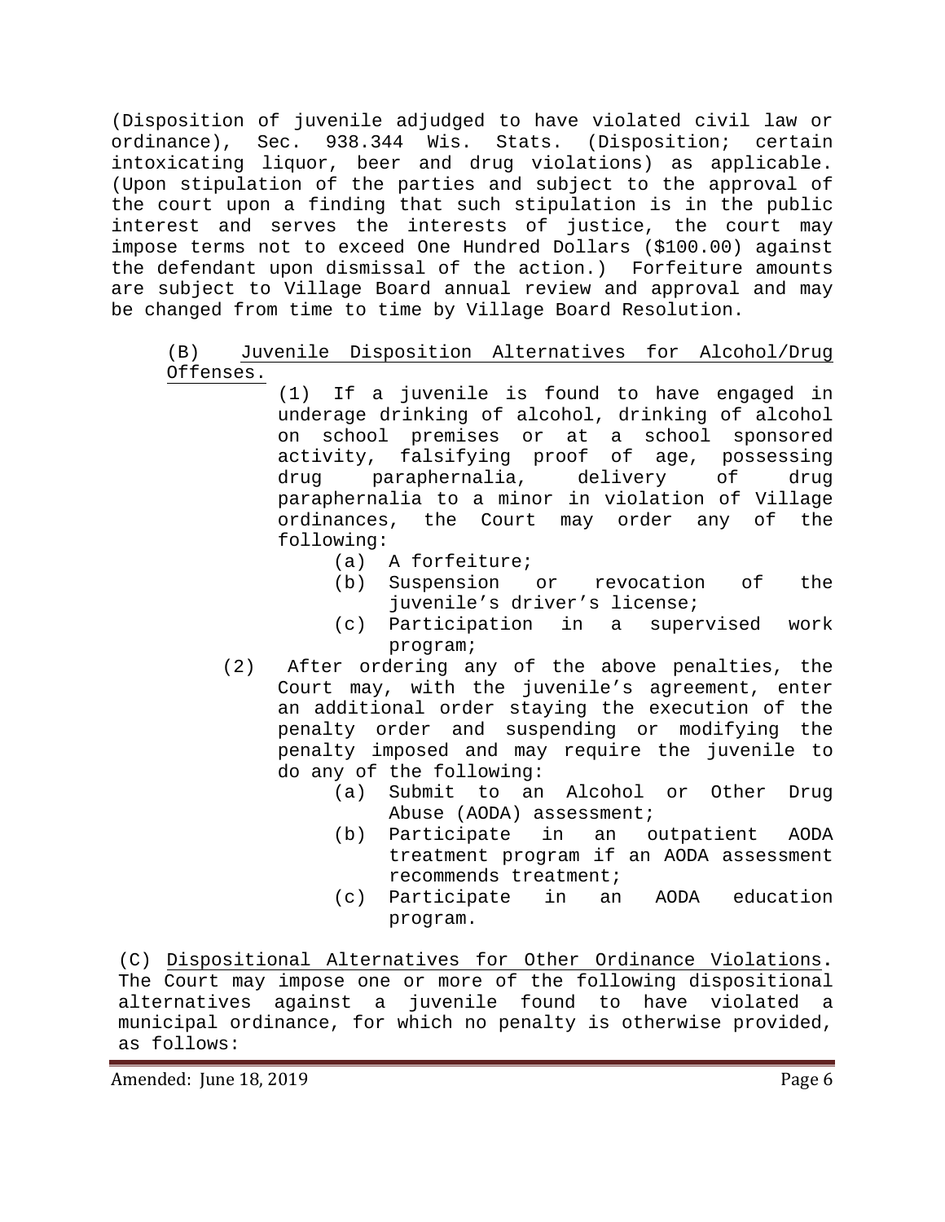(Disposition of juvenile adjudged to have violated civil law or ordinance), Sec. 938.344 Wis. Stats. (Disposition; certain intoxicating liquor, beer and drug violations) as applicable. (Upon stipulation of the parties and subject to the approval of the court upon a finding that such stipulation is in the public interest and serves the interests of justice, the court may impose terms not to exceed One Hundred Dollars ($100.00) against the defendant upon dismissal of the action.) Forfeiture amounts are subject to Village Board annual review and approval and may be changed from time to time by Village Board Resolution.

(B) Juvenile Disposition Alternatives for Alcohol/Drug Offenses.

(1) If a juvenile is found to have engaged in underage drinking of alcohol, drinking of alcohol on school premises or at a school sponsored activity, falsifying proof of age, possessing drug paraphernalia, delivery of drug paraphernalia to a minor in violation of Village ordinances, the Court may order any of the following:

- (a) A forfeiture;
- (b) Suspension or revocation of the juvenile's driver's license;
- (c) Participation in a supervised work program;

(2) After ordering any of the above penalties, the Court may, with the juvenile's agreement, enter an additional order staying the execution of the penalty order and suspending or modifying the penalty imposed and may require the juvenile to do any of the following:

- (a) Submit to an Alcohol or Other Drug Abuse (AODA) assessment;
- (b) Participate in an outpatient AODA treatment program if an AODA assessment recommends treatment;
- (c) Participate in an AODA education program.

(C) Dispositional Alternatives for Other Ordinance Violations. The Court may impose one or more of the following dispositional alternatives against a juvenile found to have violated a municipal ordinance, for which no penalty is otherwise provided, as follows: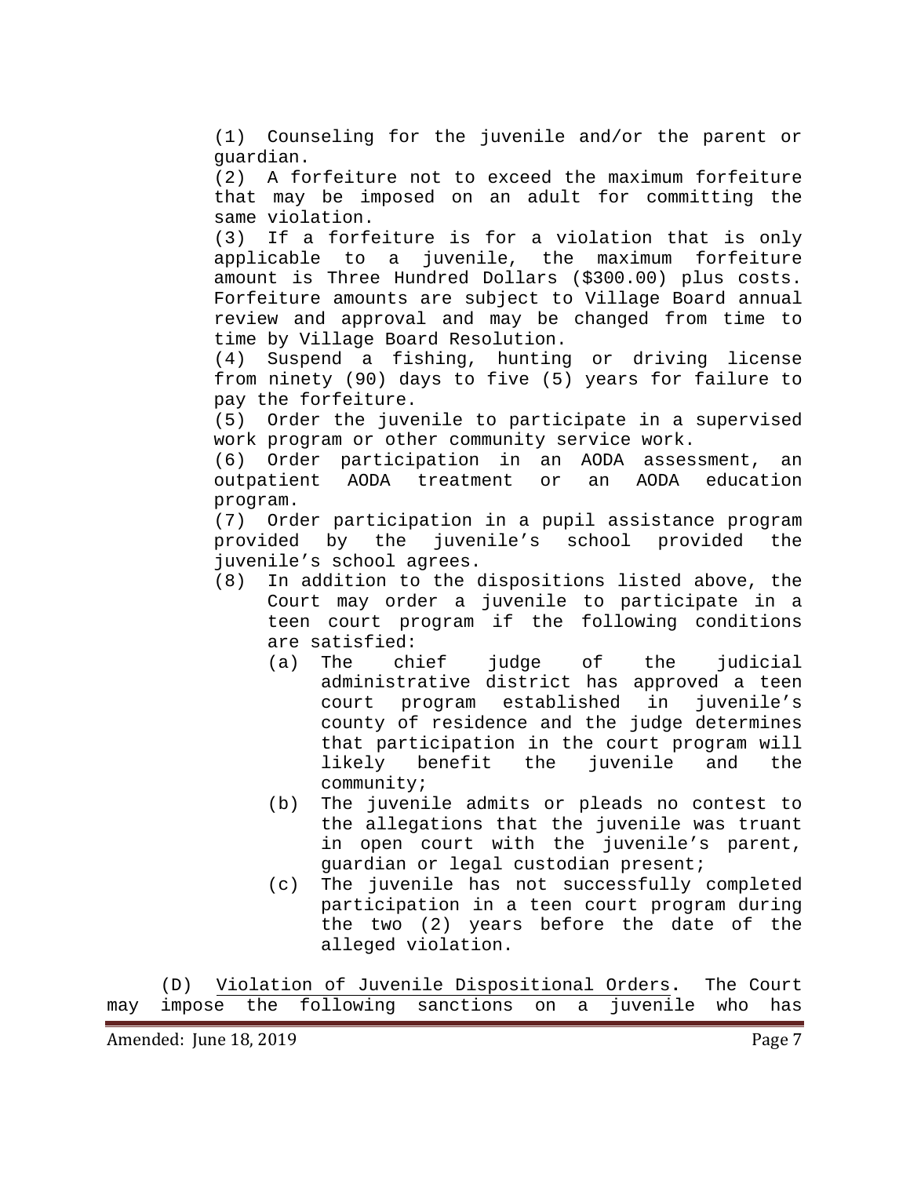(1) Counseling for the juvenile and/or the parent or guardian.

(2) A forfeiture not to exceed the maximum forfeiture that may be imposed on an adult for committing the same violation.

(3) If a forfeiture is for a violation that is only applicable to a juvenile, the maximum forfeiture amount is Three Hundred Dollars ($300.00) plus costs. Forfeiture amounts are subject to Village Board annual review and approval and may be changed from time to time by Village Board Resolution.

(4) Suspend a fishing, hunting or driving license from ninety (90) days to five (5) years for failure to pay the forfeiture.

(5) Order the juvenile to participate in a supervised work program or other community service work.

(6) Order participation in an AODA assessment, an outpatient AODA treatment or an AODA education program.

(7) Order participation in a pupil assistance program provided by the juvenile's school provided the juvenile's school agrees.

(8) In addition to the dispositions listed above, the Court may order a juvenile to participate in a teen court program if the following conditions are satisfied:

   (a) The chief judge of the judicial administrative district has approved a teen court program established in juvenile's county of residence and the judge determines that participation in the court program will likely benefit the juvenile and the community;

   (b) The juvenile admits or pleads no contest to the allegations that the juvenile was truant in open court with the juvenile's parent, guardian or legal custodian present;

   (c) The juvenile has not successfully completed participation in a teen court program during the two (2) years before the date of the alleged violation.

(D) <u>Violation of Juvenile Dispositional Orders</u>. The Court may impose the following sanctions on a juvenile who has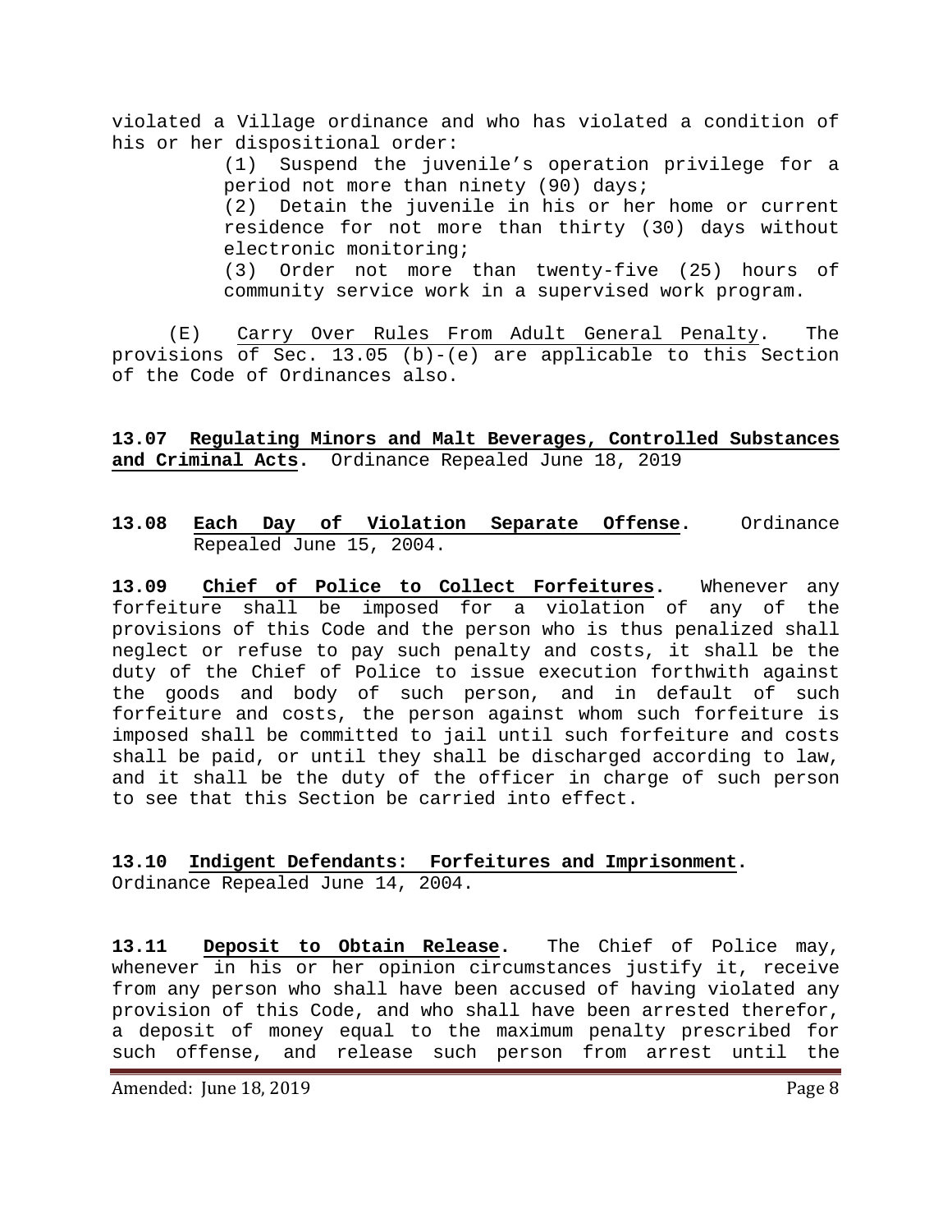violated a Village ordinance and who has violated a condition of his or her dispositional order:

(1) Suspend the juvenile's operation privilege for a period not more than ninety (90) days;

(2) Detain the juvenile in his or her home or current residence for not more than thirty (30) days without electronic monitoring;

(3) Order not more than twenty-five (25) hours of community service work in a supervised work program.

(E) Carry Over Rules From Adult General Penalty. The provisions of Sec. 13.05 (b)-(e) are applicable to this Section of the Code of Ordinances also.

**13.07 Regulating Minors and Malt Beverages, Controlled Substances and Criminal Acts.** Ordinance Repealed June 18, 2019

**13.08 Each Day of Violation Separate Offense.** Ordinance Repealed June 15, 2004.

**13.09 Chief of Police to Collect Forfeitures.** Whenever any forfeiture shall be imposed for a violation of any of the provisions of this Code and the person who is thus penalized shall neglect or refuse to pay such penalty and costs, it shall be the duty of the Chief of Police to issue execution forthwith against the goods and body of such person, and in default of such forfeiture and costs, the person against whom such forfeiture is imposed shall be committed to jail until such forfeiture and costs shall be paid, or until they shall be discharged according to law, and it shall be the duty of the officer in charge of such person to see that this Section be carried into effect.

**13.10 Indigent Defendants: Forfeitures and Imprisonment.** Ordinance Repealed June 14, 2004.

**13.11 Deposit to Obtain Release.** The Chief of Police may, whenever in his or her opinion circumstances justify it, receive from any person who shall have been accused of having violated any provision of this Code, and who shall have been arrested therefor, a deposit of money equal to the maximum penalty prescribed for such offense, and release such person from arrest until the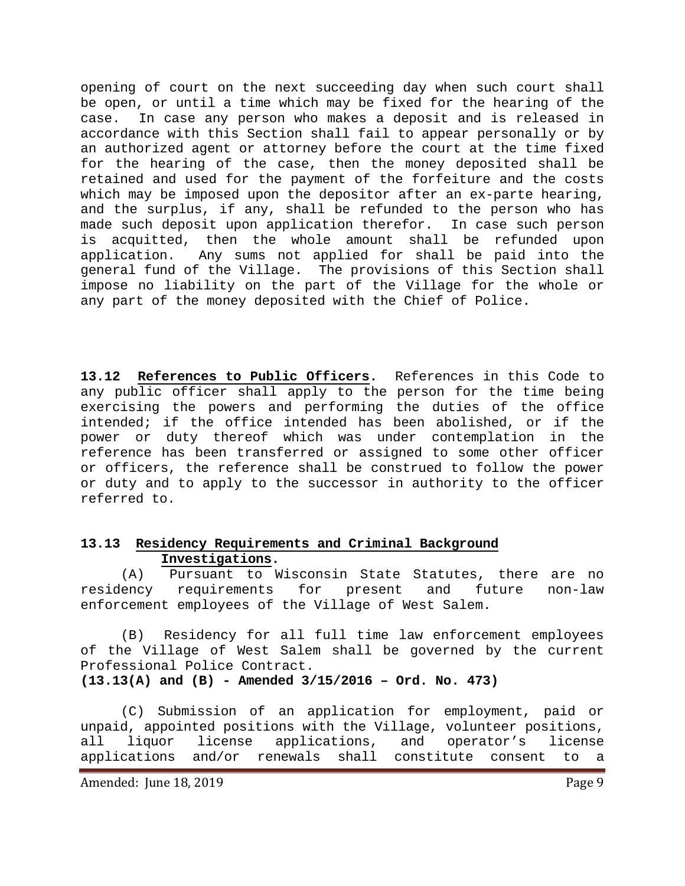opening of court on the next succeeding day when such court shall be open, or until a time which may be fixed for the hearing of the case. In case any person who makes a deposit and is released in accordance with this Section shall fail to appear personally or by an authorized agent or attorney before the court at the time fixed for the hearing of the case, then the money deposited shall be retained and used for the payment of the forfeiture and the costs which may be imposed upon the depositor after an ex-parte hearing, and the surplus, if any, shall be refunded to the person who has made such deposit upon application therefor. In case such person is acquitted, then the whole amount shall be refunded upon application. Any sums not applied for shall be paid into the general fund of the Village. The provisions of this Section shall impose no liability on the part of the Village for the whole or any part of the money deposited with the Chief of Police.

**13.12 References to Public Officers.** References in this Code to any public officer shall apply to the person for the time being exercising the powers and performing the duties of the office intended; if the office intended has been abolished, or if the power or duty thereof which was under contemplation in the reference has been transferred or assigned to some other officer or officers, the reference shall be construed to follow the power or duty and to apply to the successor in authority to the officer referred to.

**13.13 Residency Requirements and Criminal Background Investigations.**

(A) Pursuant to Wisconsin State Statutes, there are no residency requirements for present and future non-law enforcement employees of the Village of West Salem.

(B) Residency for all full time law enforcement employees of the Village of West Salem shall be governed by the current Professional Police Contract.

**(13.13(A) and (B) - Amended 3/15/2016 – Ord. No. 473)**

(C) Submission of an application for employment, paid or unpaid, appointed positions with the Village, volunteer positions, all liquor license applications, and operator's license applications and/or renewals shall constitute consent to a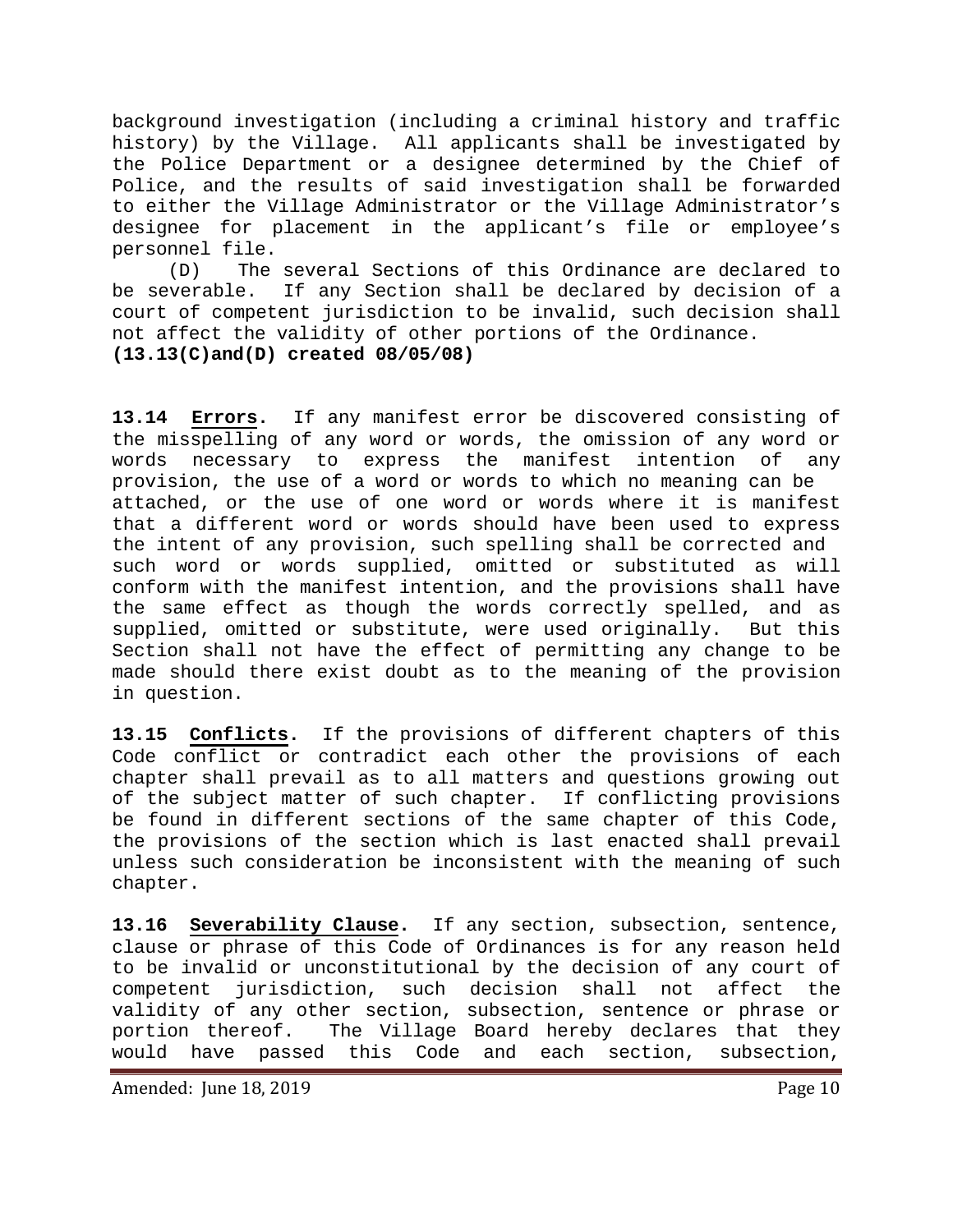background investigation (including a criminal history and traffic history) by the Village. All applicants shall be investigated by the Police Department or a designee determined by the Chief of Police, and the results of said investigation shall be forwarded to either the Village Administrator or the Village Administrator's designee for placement in the applicant's file or employee's personnel file.

(D) The several Sections of this Ordinance are declared to be severable. If any Section shall be declared by decision of a court of competent jurisdiction to be invalid, such decision shall not affect the validity of other portions of the Ordinance.
**(13.13(C)and(D) created 08/05/08)**

**13.14 Errors.** If any manifest error be discovered consisting of the misspelling of any word or words, the omission of any word or words necessary to express the manifest intention of any provision, the use of a word or words to which no meaning can be attached, or the use of one word or words where it is manifest that a different word or words should have been used to express the intent of any provision, such spelling shall be corrected and such word or words supplied, omitted or substituted as will conform with the manifest intention, and the provisions shall have the same effect as though the words correctly spelled, and as supplied, omitted or substitute, were used originally. But this Section shall not have the effect of permitting any change to be made should there exist doubt as to the meaning of the provision in question.

**13.15 Conflicts.** If the provisions of different chapters of this Code conflict or contradict each other the provisions of each chapter shall prevail as to all matters and questions growing out of the subject matter of such chapter. If conflicting provisions be found in different sections of the same chapter of this Code, the provisions of the section which is last enacted shall prevail unless such consideration be inconsistent with the meaning of such chapter.

**13.16 Severability Clause.** If any section, subsection, sentence, clause or phrase of this Code of Ordinances is for any reason held to be invalid or unconstitutional by the decision of any court of competent jurisdiction, such decision shall not affect the validity of any other section, subsection, sentence or phrase or portion thereof. The Village Board hereby declares that they would have passed this Code and each section, subsection,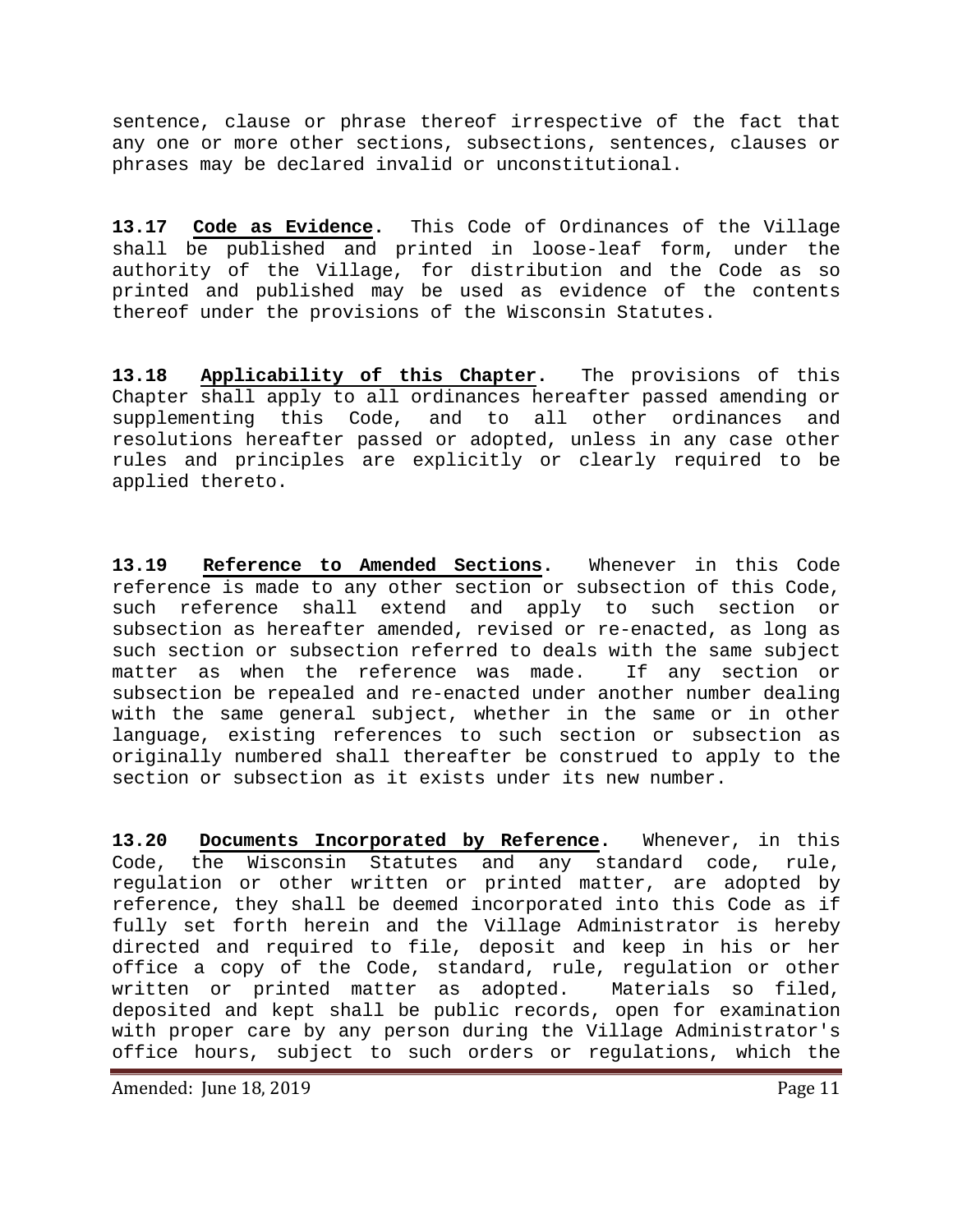sentence, clause or phrase thereof irrespective of the fact that any one or more other sections, subsections, sentences, clauses or phrases may be declared invalid or unconstitutional.

**13.17 Code as Evidence.** This Code of Ordinances of the Village shall be published and printed in loose-leaf form, under the authority of the Village, for distribution and the Code as so printed and published may be used as evidence of the contents thereof under the provisions of the Wisconsin Statutes.

**13.18 Applicability of this Chapter.** The provisions of this Chapter shall apply to all ordinances hereafter passed amending or supplementing this Code, and to all other ordinances and resolutions hereafter passed or adopted, unless in any case other rules and principles are explicitly or clearly required to be applied thereto.

**13.19 Reference to Amended Sections.** Whenever in this Code reference is made to any other section or subsection of this Code, such reference shall extend and apply to such section or subsection as hereafter amended, revised or re-enacted, as long as such section or subsection referred to deals with the same subject matter as when the reference was made. If any section or subsection be repealed and re-enacted under another number dealing with the same general subject, whether in the same or in other language, existing references to such section or subsection as originally numbered shall thereafter be construed to apply to the section or subsection as it exists under its new number.

**13.20 Documents Incorporated by Reference.** Whenever, in this Code, the Wisconsin Statutes and any standard code, rule, regulation or other written or printed matter, are adopted by reference, they shall be deemed incorporated into this Code as if fully set forth herein and the Village Administrator is hereby directed and required to file, deposit and keep in his or her office a copy of the Code, standard, rule, regulation or other written or printed matter as adopted. Materials so filed, deposited and kept shall be public records, open for examination with proper care by any person during the Village Administrator's office hours, subject to such orders or regulations, which the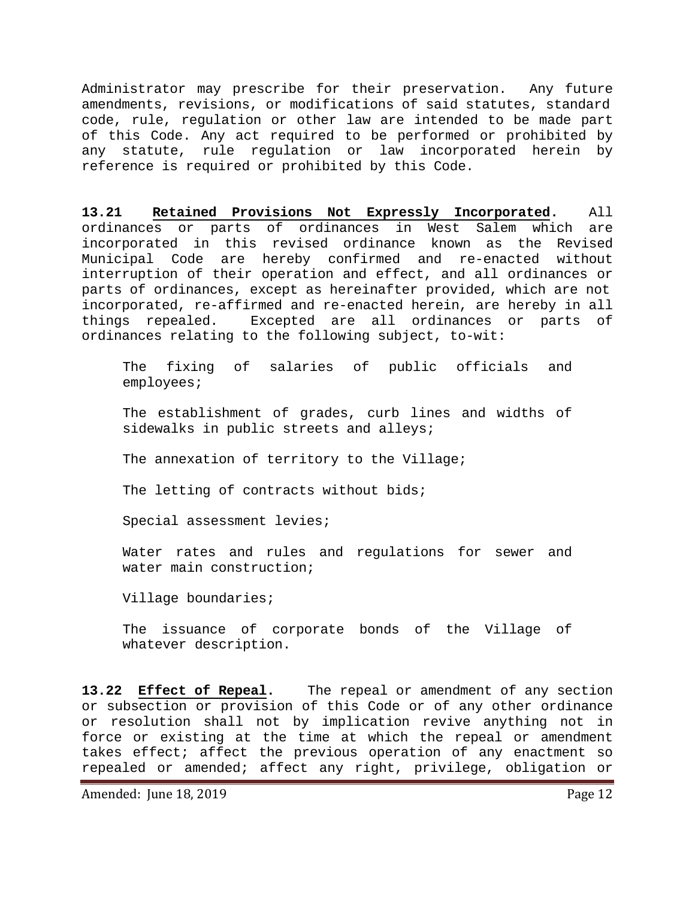Administrator may prescribe for their preservation. Any future amendments, revisions, or modifications of said statutes, standard code, rule, regulation or other law are intended to be made part of this Code. Any act required to be performed or prohibited by any statute, rule regulation or law incorporated herein by reference is required or prohibited by this Code.

**13.21 <u>Retained Provisions Not Expressly Incorporated</u>.** All ordinances or parts of ordinances in West Salem which are incorporated in this revised ordinance known as the Revised Municipal Code are hereby confirmed and re-enacted without interruption of their operation and effect, and all ordinances or parts of ordinances, except as hereinafter provided, which are not incorporated, re-affirmed and re-enacted herein, are hereby in all things repealed. Excepted are all ordinances or parts of ordinances relating to the following subject, to-wit:

> The fixing of salaries of public officials and employees;
>
> The establishment of grades, curb lines and widths of sidewalks in public streets and alleys;
>
> The annexation of territory to the Village;
>
> The letting of contracts without bids;
>
> Special assessment levies;
>
> Water rates and rules and regulations for sewer and water main construction;
>
> Village boundaries;
>
> The issuance of corporate bonds of the Village of whatever description.

**13.22 <u>Effect of Repeal</u>.** The repeal or amendment of any section or subsection or provision of this Code or of any other ordinance or resolution shall not by implication revive anything not in force or existing at the time at which the repeal or amendment takes effect; affect the previous operation of any enactment so repealed or amended; affect any right, privilege, obligation or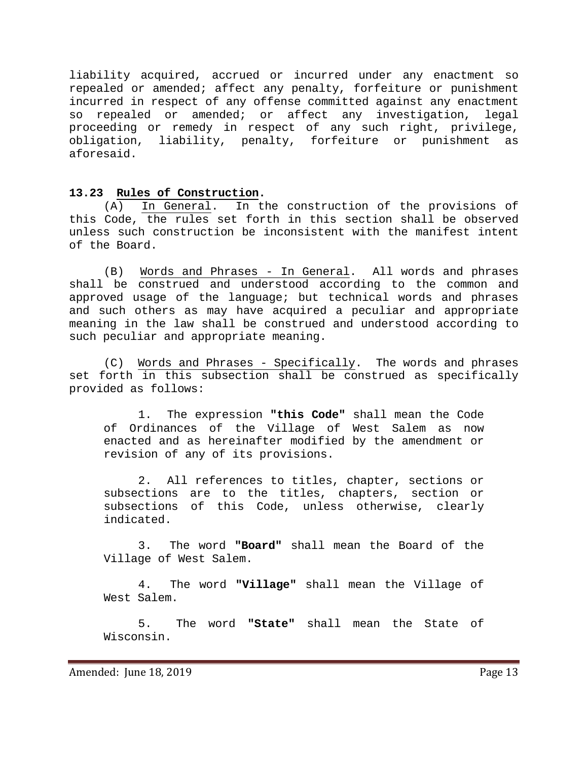liability acquired, accrued or incurred under any enactment so repealed or amended; affect any penalty, forfeiture or punishment incurred in respect of any offense committed against any enactment so repealed or amended; or affect any investigation, legal proceeding or remedy in respect of any such right, privilege, obligation, liability, penalty, forfeiture or punishment as aforesaid.

### 13.23 Rules of Construction.

(A) In General. In the construction of the provisions of this Code, the rules set forth in this section shall be observed unless such construction be inconsistent with the manifest intent of the Board.

(B) Words and Phrases - In General. All words and phrases shall be construed and understood according to the common and approved usage of the language; but technical words and phrases and such others as may have acquired a peculiar and appropriate meaning in the law shall be construed and understood according to such peculiar and appropriate meaning.

(C) Words and Phrases - Specifically. The words and phrases set forth in this subsection shall be construed as specifically provided as follows:

1. The expression **"this Code"** shall mean the Code of Ordinances of the Village of West Salem as now enacted and as hereinafter modified by the amendment or revision of any of its provisions.

2. All references to titles, chapter, sections or subsections are to the titles, chapters, section or subsections of this Code, unless otherwise, clearly indicated.

3. The word **"Board"** shall mean the Board of the Village of West Salem.

4. The word **"Village"** shall mean the Village of West Salem.

5. The word **"State"** shall mean the State of Wisconsin.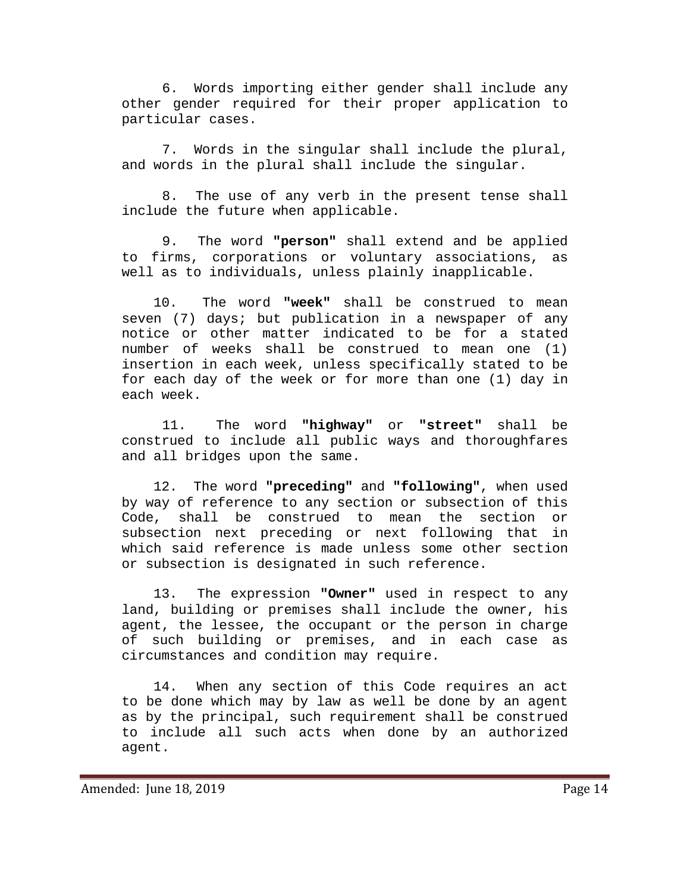6. Words importing either gender shall include any other gender required for their proper application to particular cases.

7. Words in the singular shall include the plural, and words in the plural shall include the singular.

8. The use of any verb in the present tense shall include the future when applicable.

9. The word **"person"** shall extend and be applied to firms, corporations or voluntary associations, as well as to individuals, unless plainly inapplicable.

10. The word **"week"** shall be construed to mean seven (7) days; but publication in a newspaper of any notice or other matter indicated to be for a stated number of weeks shall be construed to mean one (1) insertion in each week, unless specifically stated to be for each day of the week or for more than one (1) day in each week.

11. The word **"highway"** or **"street"** shall be construed to include all public ways and thoroughfares and all bridges upon the same.

12. The word **"preceding"** and **"following"**, when used by way of reference to any section or subsection of this Code, shall be construed to mean the section or subsection next preceding or next following that in which said reference is made unless some other section or subsection is designated in such reference.

13. The expression **"Owner"** used in respect to any land, building or premises shall include the owner, his agent, the lessee, the occupant or the person in charge of such building or premises, and in each case as circumstances and condition may require.

14. When any section of this Code requires an act to be done which may by law as well be done by an agent as by the principal, such requirement shall be construed to include all such acts when done by an authorized agent.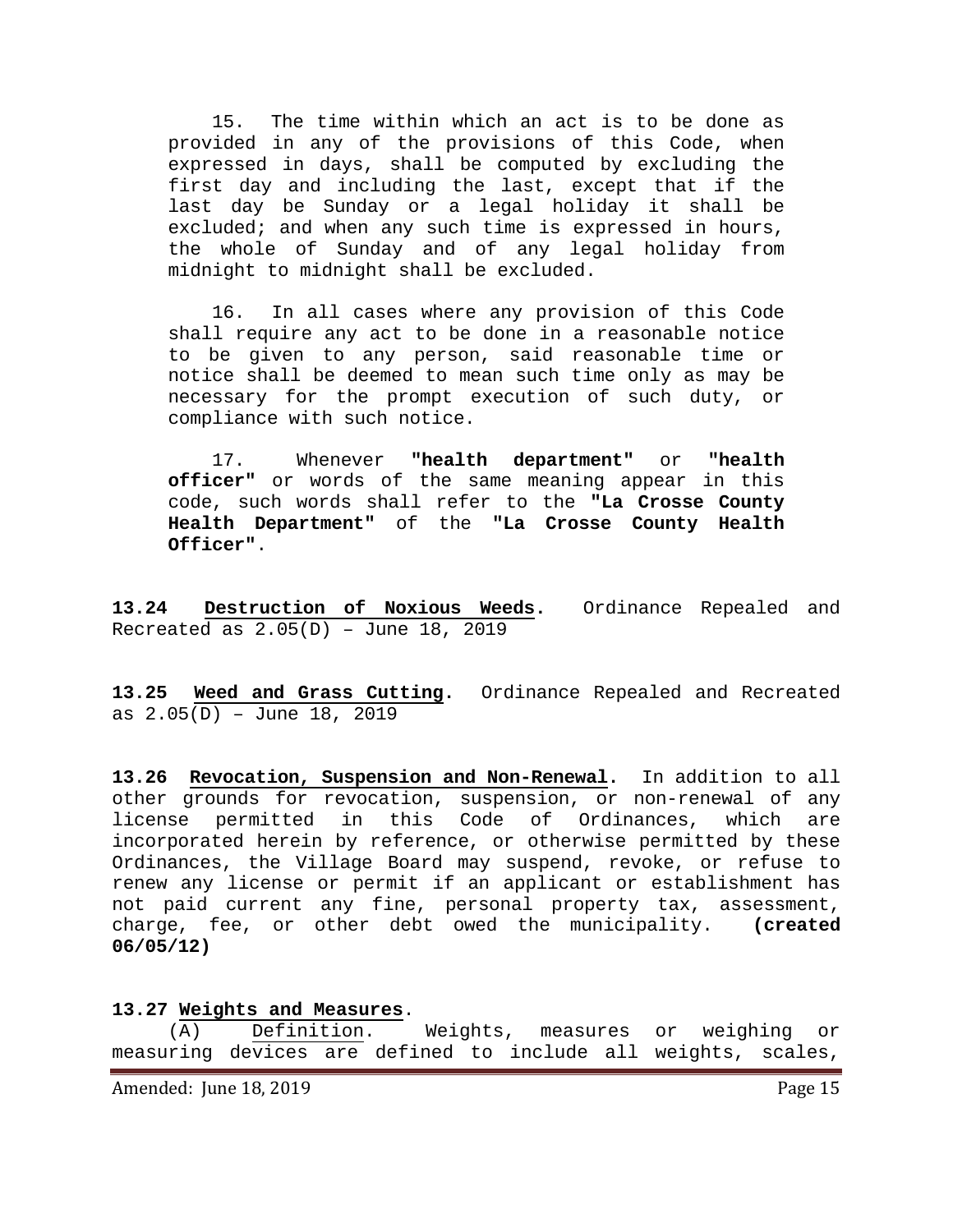15. The time within which an act is to be done as provided in any of the provisions of this Code, when expressed in days, shall be computed by excluding the first day and including the last, except that if the last day be Sunday or a legal holiday it shall be excluded; and when any such time is expressed in hours, the whole of Sunday and of any legal holiday from midnight to midnight shall be excluded.

16. In all cases where any provision of this Code shall require any act to be done in a reasonable notice to be given to any person, said reasonable time or notice shall be deemed to mean such time only as may be necessary for the prompt execution of such duty, or compliance with such notice.

17. Whenever **"health department"** or **"health officer"** or words of the same meaning appear in this code, such words shall refer to the **"La Crosse County Health Department"** of the **"La Crosse County Health Officer"**.

**13.24 Destruction of Noxious Weeds.** Ordinance Repealed and Recreated as 2.05(D) – June 18, 2019

**13.25 Weed and Grass Cutting.** Ordinance Repealed and Recreated as 2.05(D) – June 18, 2019

**13.26 Revocation, Suspension and Non-Renewal.** In addition to all other grounds for revocation, suspension, or non-renewal of any license permitted in this Code of Ordinances, which are incorporated herein by reference, or otherwise permitted by these Ordinances, the Village Board may suspend, revoke, or refuse to renew any license or permit if an applicant or establishment has not paid current any fine, personal property tax, assessment, charge, fee, or other debt owed the municipality. **(created 06/05/12)**

**13.27 Weights and Measures**.

(A) Definition. Weights, measures or weighing or measuring devices are defined to include all weights, scales,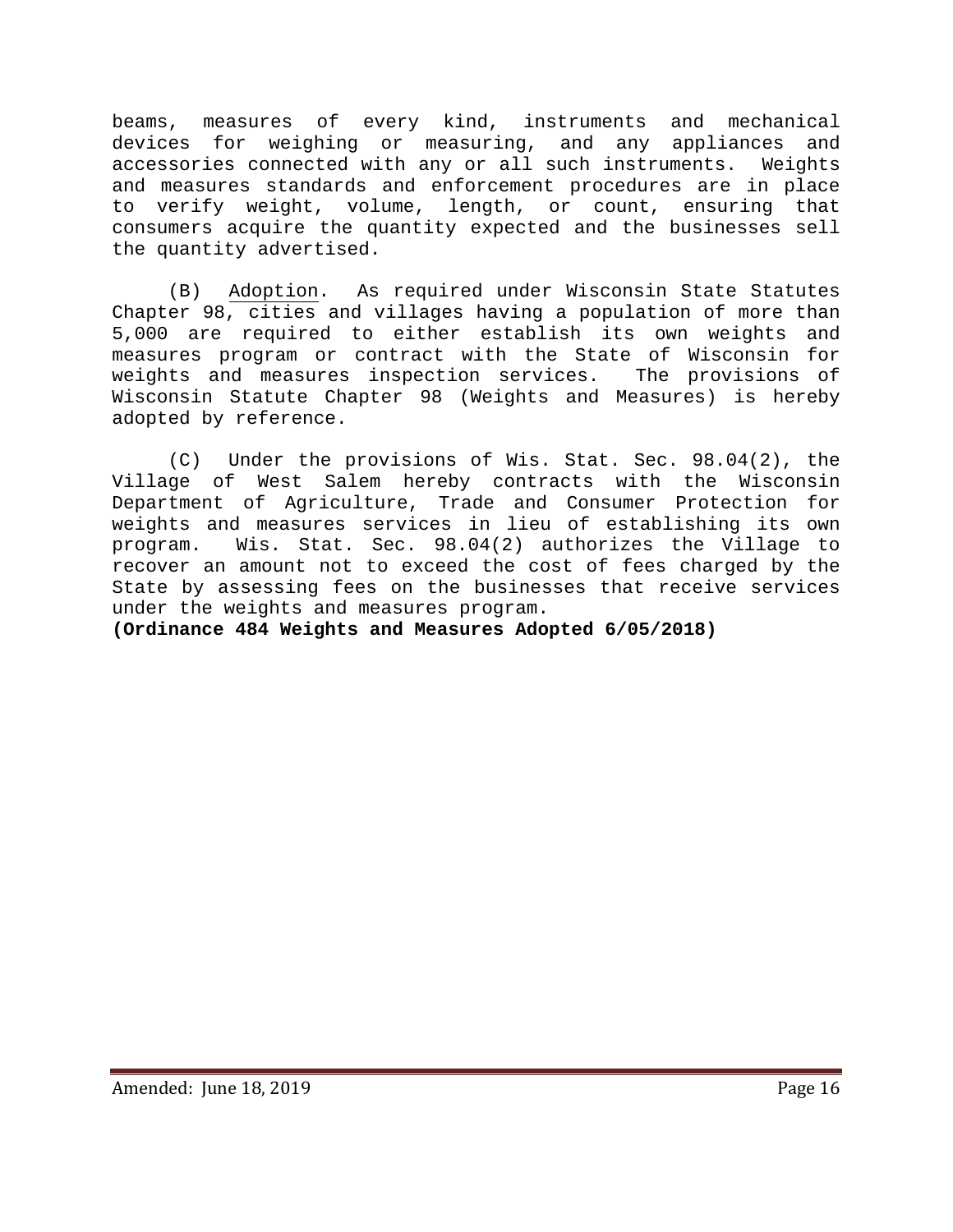beams, measures of every kind, instruments and mechanical devices for weighing or measuring, and any appliances and accessories connected with any or all such instruments. Weights and measures standards and enforcement procedures are in place to verify weight, volume, length, or count, ensuring that consumers acquire the quantity expected and the businesses sell the quantity advertised.

(B) Adoption. As required under Wisconsin State Statutes Chapter 98, cities and villages having a population of more than 5,000 are required to either establish its own weights and measures program or contract with the State of Wisconsin for weights and measures inspection services. The provisions of Wisconsin Statute Chapter 98 (Weights and Measures) is hereby adopted by reference.

(C) Under the provisions of Wis. Stat. Sec. 98.04(2), the Village of West Salem hereby contracts with the Wisconsin Department of Agriculture, Trade and Consumer Protection for weights and measures services in lieu of establishing its own program. Wis. Stat. Sec. 98.04(2) authorizes the Village to recover an amount not to exceed the cost of fees charged by the State by assessing fees on the businesses that receive services under the weights and measures program.
**(Ordinance 484 Weights and Measures Adopted 6/05/2018)**